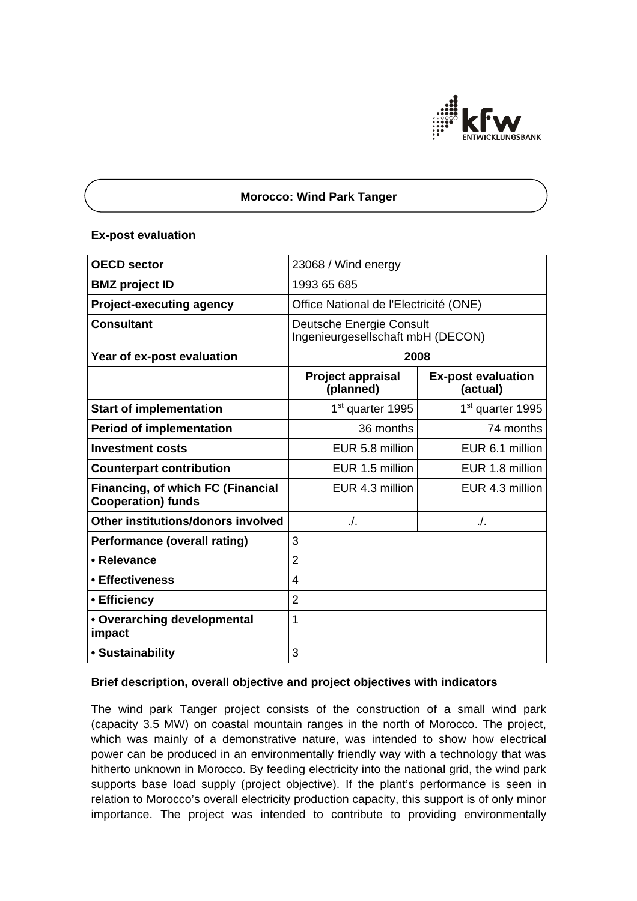# Morocco: Wind Park Tanger

## Ex-post evaluation

| OECD sector | 23068 / Wind energy | |
|---|---|---|
| BMZ project ID | 1993 65 685 | |
| Project-executing agency | Office National de l'Electricité (ONE) | |
| Consultant | Deutsche Energie Consult Ingenieurgesellschaft mbH (DECON) | |
| Year of ex-post evaluation | 2008 | |
| | **Project appraisal (planned)** | **Ex-post evaluation (actual)** |
| **Start of implementation** | 1st quarter 1995 | 1st quarter 1995 |
| **Period of implementation** | 36 months | 74 months |
| **Investment costs** | EUR 5.8 million | EUR 6.1 million |
| **Counterpart contribution** | EUR 1.5 million | EUR 1.8 million |
| **Financing, of which FC (Financial Cooperation) funds** | EUR 4.3 million | EUR 4.3 million |
| **Other institutions/donors involved** | ./. | ./. |
| **Performance (overall rating)** | 3 | |
| **• Relevance** | 2 | |
| **• Effectiveness** | 4 | |
| **• Efficiency** | 2 | |
| **• Overarching developmental impact** | 1 | |
| **• Sustainability** | 3 | |

### Brief description, overall objective and project objectives with indicators

The wind park Tanger project consists of the construction of a small wind park (capacity 3.5 MW) on coastal mountain ranges in the north of Morocco. The project, which was mainly of a demonstrative nature, was intended to show how electrical power can be produced in an environmentally friendly way with a technology that was hitherto unknown in Morocco. By feeding electricity into the national grid, the wind park supports base load supply (project objective). If the plant's performance is seen in relation to Morocco's overall electricity production capacity, this support is of only minor importance. The project was intended to contribute to providing environmentally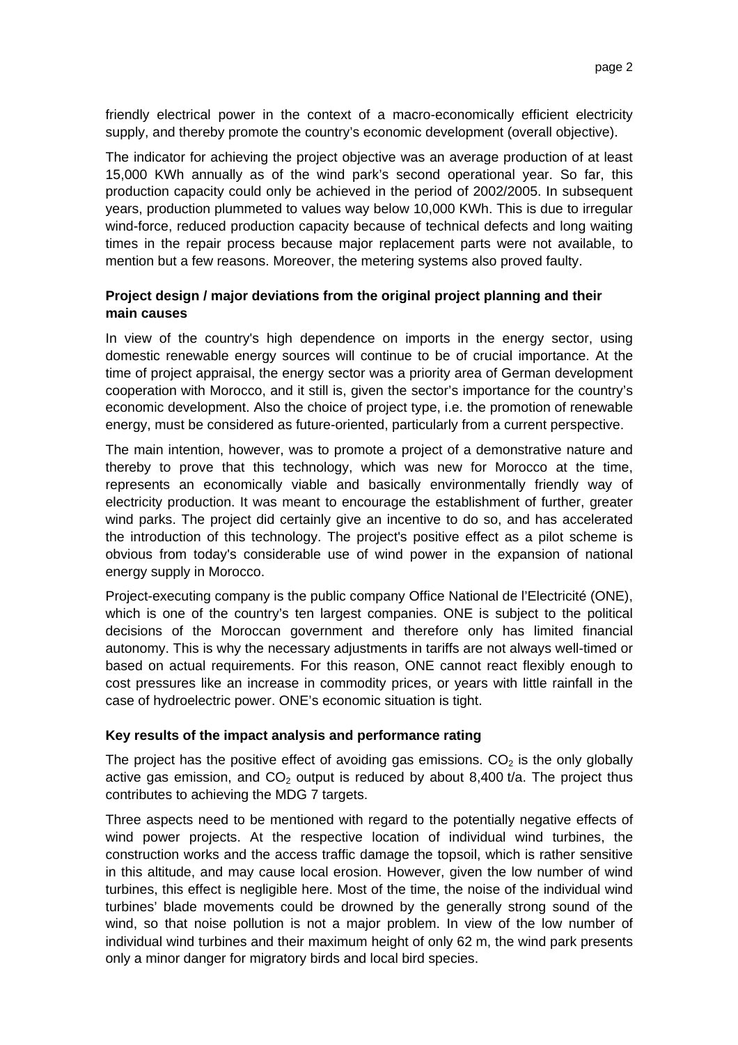friendly electrical power in the context of a macro-economically efficient electricity supply, and thereby promote the country's economic development (overall objective).

The indicator for achieving the project objective was an average production of at least 15,000 KWh annually as of the wind park's second operational year. So far, this production capacity could only be achieved in the period of 2002/2005. In subsequent years, production plummeted to values way below 10,000 KWh. This is due to irregular wind-force, reduced production capacity because of technical defects and long waiting times in the repair process because major replacement parts were not available, to mention but a few reasons. Moreover, the metering systems also proved faulty.

**Project design / major deviations from the original project planning and their main causes**

In view of the country's high dependence on imports in the energy sector, using domestic renewable energy sources will continue to be of crucial importance. At the time of project appraisal, the energy sector was a priority area of German development cooperation with Morocco, and it still is, given the sector's importance for the country's economic development. Also the choice of project type, i.e. the promotion of renewable energy, must be considered as future-oriented, particularly from a current perspective.

The main intention, however, was to promote a project of a demonstrative nature and thereby to prove that this technology, which was new for Morocco at the time, represents an economically viable and basically environmentally friendly way of electricity production. It was meant to encourage the establishment of further, greater wind parks. The project did certainly give an incentive to do so, and has accelerated the introduction of this technology. The project's positive effect as a pilot scheme is obvious from today's considerable use of wind power in the expansion of national energy supply in Morocco.

Project-executing company is the public company Office National de l'Electricité (ONE), which is one of the country's ten largest companies. ONE is subject to the political decisions of the Moroccan government and therefore only has limited financial autonomy. This is why the necessary adjustments in tariffs are not always well-timed or based on actual requirements. For this reason, ONE cannot react flexibly enough to cost pressures like an increase in commodity prices, or years with little rainfall in the case of hydroelectric power. ONE's economic situation is tight.

**Key results of the impact analysis and performance rating**

The project has the positive effect of avoiding gas emissions. $CO_2$ is the only globally active gas emission, and $CO_2$ output is reduced by about 8,400 t/a. The project thus contributes to achieving the MDG 7 targets.

Three aspects need to be mentioned with regard to the potentially negative effects of wind power projects. At the respective location of individual wind turbines, the construction works and the access traffic damage the topsoil, which is rather sensitive in this altitude, and may cause local erosion. However, given the low number of wind turbines, this effect is negligible here. Most of the time, the noise of the individual wind turbines' blade movements could be drowned by the generally strong sound of the wind, so that noise pollution is not a major problem. In view of the low number of individual wind turbines and their maximum height of only 62 m, the wind park presents only a minor danger for migratory birds and local bird species.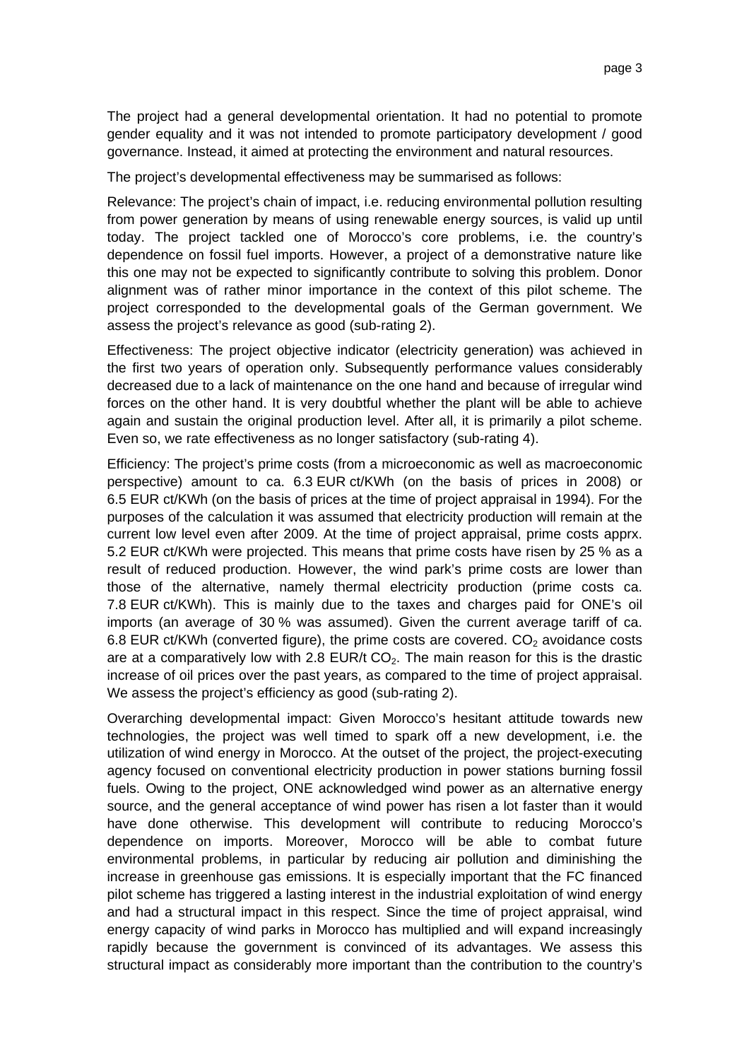The project had a general developmental orientation. It had no potential to promote gender equality and it was not intended to promote participatory development / good governance. Instead, it aimed at protecting the environment and natural resources.

The project's developmental effectiveness may be summarised as follows:

Relevance: The project's chain of impact, i.e. reducing environmental pollution resulting from power generation by means of using renewable energy sources, is valid up until today. The project tackled one of Morocco's core problems, i.e. the country's dependence on fossil fuel imports. However, a project of a demonstrative nature like this one may not be expected to significantly contribute to solving this problem. Donor alignment was of rather minor importance in the context of this pilot scheme. The project corresponded to the developmental goals of the German government. We assess the project's relevance as good (sub-rating 2).

Effectiveness: The project objective indicator (electricity generation) was achieved in the first two years of operation only. Subsequently performance values considerably decreased due to a lack of maintenance on the one hand and because of irregular wind forces on the other hand. It is very doubtful whether the plant will be able to achieve again and sustain the original production level. After all, it is primarily a pilot scheme. Even so, we rate effectiveness as no longer satisfactory (sub-rating 4).

Efficiency: The project's prime costs (from a microeconomic as well as macroeconomic perspective) amount to ca. 6.3 EUR ct/KWh (on the basis of prices in 2008) or 6.5 EUR ct/KWh (on the basis of prices at the time of project appraisal in 1994). For the purposes of the calculation it was assumed that electricity production will remain at the current low level even after 2009. At the time of project appraisal, prime costs apprx. 5.2 EUR ct/KWh were projected. This means that prime costs have risen by 25 % as a result of reduced production. However, the wind park's prime costs are lower than those of the alternative, namely thermal electricity production (prime costs ca. 7.8 EUR ct/KWh). This is mainly due to the taxes and charges paid for ONE's oil imports (an average of 30 % was assumed). Given the current average tariff of ca. 6.8 EUR ct/KWh (converted figure), the prime costs are covered. $CO_2$ avoidance costs are at a comparatively low with 2.8 EUR/t $CO_2$. The main reason for this is the drastic increase of oil prices over the past years, as compared to the time of project appraisal. We assess the project's efficiency as good (sub-rating 2).

Overarching developmental impact: Given Morocco's hesitant attitude towards new technologies, the project was well timed to spark off a new development, i.e. the utilization of wind energy in Morocco. At the outset of the project, the project-executing agency focused on conventional electricity production in power stations burning fossil fuels. Owing to the project, ONE acknowledged wind power as an alternative energy source, and the general acceptance of wind power has risen a lot faster than it would have done otherwise. This development will contribute to reducing Morocco's dependence on imports. Moreover, Morocco will be able to combat future environmental problems, in particular by reducing air pollution and diminishing the increase in greenhouse gas emissions. It is especially important that the FC financed pilot scheme has triggered a lasting interest in the industrial exploitation of wind energy and had a structural impact in this respect. Since the time of project appraisal, wind energy capacity of wind parks in Morocco has multiplied and will expand increasingly rapidly because the government is convinced of its advantages. We assess this structural impact as considerably more important than the contribution to the country's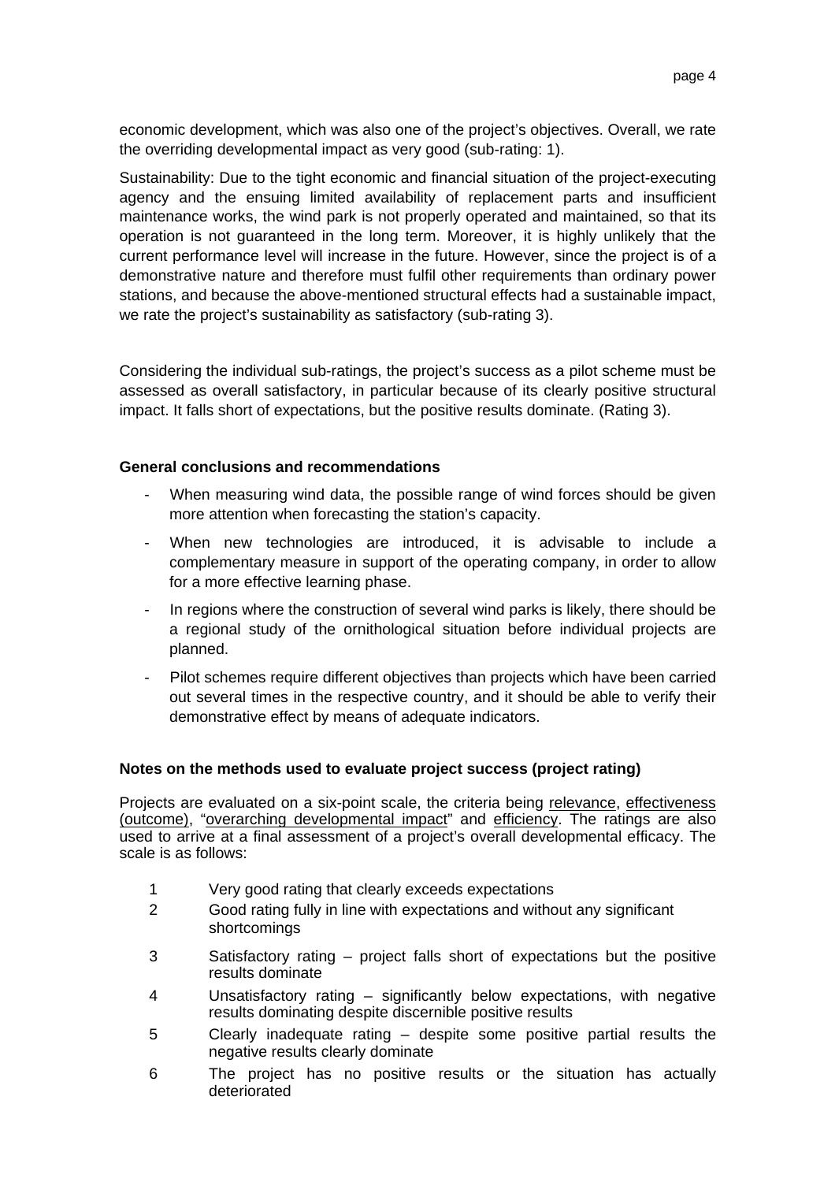economic development, which was also one of the project's objectives. Overall, we rate the overriding developmental impact as very good (sub-rating: 1).

Sustainability: Due to the tight economic and financial situation of the project-executing agency and the ensuing limited availability of replacement parts and insufficient maintenance works, the wind park is not properly operated and maintained, so that its operation is not guaranteed in the long term. Moreover, it is highly unlikely that the current performance level will increase in the future. However, since the project is of a demonstrative nature and therefore must fulfil other requirements than ordinary power stations, and because the above-mentioned structural effects had a sustainable impact, we rate the project's sustainability as satisfactory (sub-rating 3).

Considering the individual sub-ratings, the project's success as a pilot scheme must be assessed as overall satisfactory, in particular because of its clearly positive structural impact. It falls short of expectations, but the positive results dominate. (Rating 3).

**General conclusions and recommendations**

- When measuring wind data, the possible range of wind forces should be given more attention when forecasting the station's capacity.
- When new technologies are introduced, it is advisable to include a complementary measure in support of the operating company, in order to allow for a more effective learning phase.
- In regions where the construction of several wind parks is likely, there should be a regional study of the ornithological situation before individual projects are planned.
- Pilot schemes require different objectives than projects which have been carried out several times in the respective country, and it should be able to verify their demonstrative effect by means of adequate indicators.

**Notes on the methods used to evaluate project success (project rating)**

Projects are evaluated on a six-point scale, the criteria being relevance, effectiveness (outcome), "overarching developmental impact" and efficiency. The ratings are also used to arrive at a final assessment of a project's overall developmental efficacy. The scale is as follows:

1. Very good rating that clearly exceeds expectations
2. Good rating fully in line with expectations and without any significant shortcomings
3. Satisfactory rating – project falls short of expectations but the positive results dominate
4. Unsatisfactory rating – significantly below expectations, with negative results dominating despite discernible positive results
5. Clearly inadequate rating – despite some positive partial results the negative results clearly dominate
6. The project has no positive results or the situation has actually deteriorated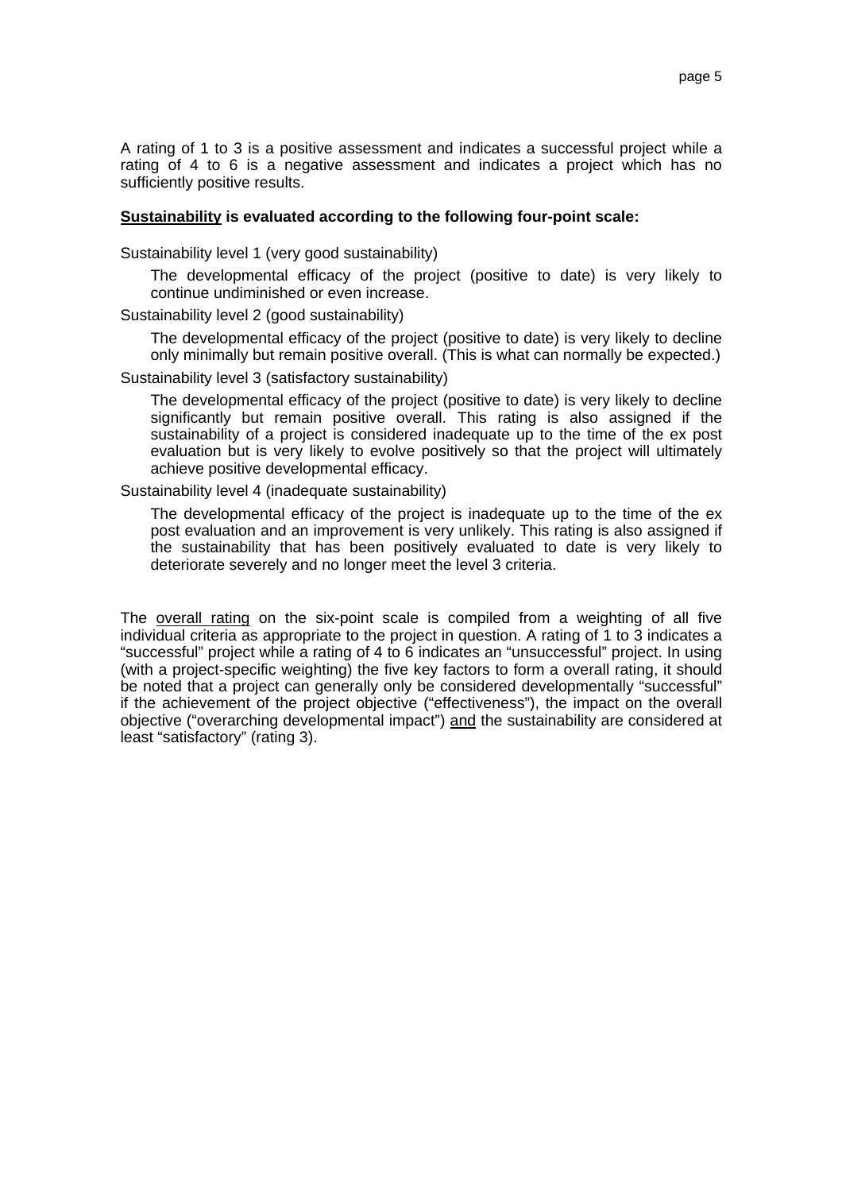A rating of 1 to 3 is a positive assessment and indicates a successful project while a rating of 4 to 6 is a negative assessment and indicates a project which has no sufficiently positive results.

**<u>Sustainability</u> is evaluated according to the following four-point scale:**

Sustainability level 1 (very good sustainability)

> The developmental efficacy of the project (positive to date) is very likely to continue undiminished or even increase.

Sustainability level 2 (good sustainability)

> The developmental efficacy of the project (positive to date) is very likely to decline only minimally but remain positive overall. (This is what can normally be expected.)

Sustainability level 3 (satisfactory sustainability)

> The developmental efficacy of the project (positive to date) is very likely to decline significantly but remain positive overall. This rating is also assigned if the sustainability of a project is considered inadequate up to the time of the ex post evaluation but is very likely to evolve positively so that the project will ultimately achieve positive developmental efficacy.

Sustainability level 4 (inadequate sustainability)

> The developmental efficacy of the project is inadequate up to the time of the ex post evaluation and an improvement is very unlikely. This rating is also assigned if the sustainability that has been positively evaluated to date is very likely to deteriorate severely and no longer meet the level 3 criteria.

The <u>overall rating</u> on the six-point scale is compiled from a weighting of all five individual criteria as appropriate to the project in question. A rating of 1 to 3 indicates a "successful" project while a rating of 4 to 6 indicates an "unsuccessful" project. In using (with a project-specific weighting) the five key factors to form a overall rating, it should be noted that a project can generally only be considered developmentally "successful" if the achievement of the project objective ("effectiveness"), the impact on the overall objective ("overarching developmental impact") <u>and</u> the sustainability are considered at least "satisfactory" (rating 3).